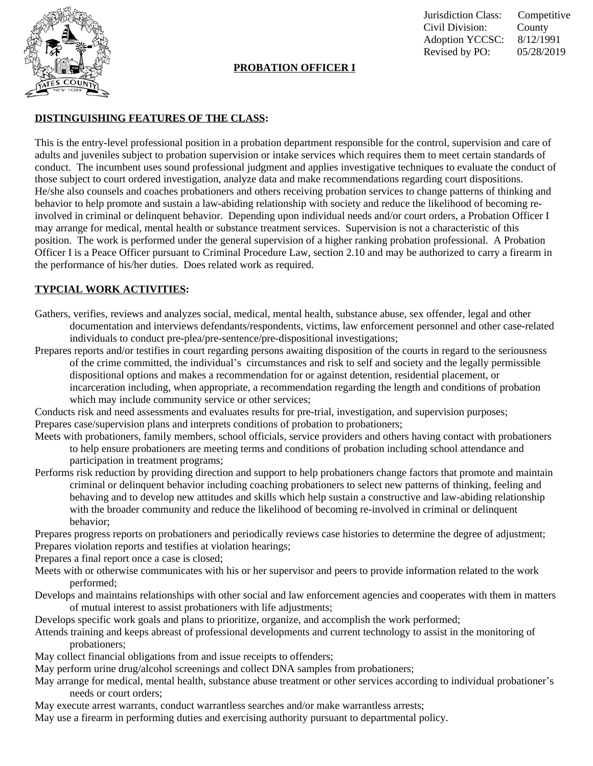| | |
|---|---|
| Jurisdiction Class: | Competitive |
| Civil Division: | County |
| Adoption YCCSC: | 8/12/1991 |
| Revised by PO: | 05/28/2019 |

# PROBATION OFFICER I

## DISTINGUISHING FEATURES OF THE CLASS:

This is the entry-level professional position in a probation department responsible for the control, supervision and care of adults and juveniles subject to probation supervision or intake services which requires them to meet certain standards of conduct. The incumbent uses sound professional judgment and applies investigative techniques to evaluate the conduct of those subject to court ordered investigation, analyze data and make recommendations regarding court dispositions. He/she also counsels and coaches probationers and others receiving probation services to change patterns of thinking and behavior to help promote and sustain a law-abiding relationship with society and reduce the likelihood of becoming re-involved in criminal or delinquent behavior. Depending upon individual needs and/or court orders, a Probation Officer I may arrange for medical, mental health or substance treatment services. Supervision is not a characteristic of this position. The work is performed under the general supervision of a higher ranking probation professional. A Probation Officer I is a Peace Officer pursuant to Criminal Procedure Law, section 2.10 and may be authorized to carry a firearm in the performance of his/her duties. Does related work as required.

## TYPCIAL WORK ACTIVITIES:

Gathers, verifies, reviews and analyzes social, medical, mental health, substance abuse, sex offender, legal and other documentation and interviews defendants/respondents, victims, law enforcement personnel and other case-related individuals to conduct pre-plea/pre-sentence/pre-dispositional investigations;

Prepares reports and/or testifies in court regarding persons awaiting disposition of the courts in regard to the seriousness of the crime committed, the individual's circumstances and risk to self and society and the legally permissible dispositional options and makes a recommendation for or against detention, residential placement, or incarceration including, when appropriate, a recommendation regarding the length and conditions of probation which may include community service or other services;

Conducts risk and need assessments and evaluates results for pre-trial, investigation, and supervision purposes;

Prepares case/supervision plans and interprets conditions of probation to probationers;

Meets with probationers, family members, school officials, service providers and others having contact with probationers to help ensure probationers are meeting terms and conditions of probation including school attendance and participation in treatment programs;

Performs risk reduction by providing direction and support to help probationers change factors that promote and maintain criminal or delinquent behavior including coaching probationers to select new patterns of thinking, feeling and behaving and to develop new attitudes and skills which help sustain a constructive and law-abiding relationship with the broader community and reduce the likelihood of becoming re-involved in criminal or delinquent behavior;

Prepares progress reports on probationers and periodically reviews case histories to determine the degree of adjustment;

Prepares violation reports and testifies at violation hearings;

Prepares a final report once a case is closed;

Meets with or otherwise communicates with his or her supervisor and peers to provide information related to the work performed;

Develops and maintains relationships with other social and law enforcement agencies and cooperates with them in matters of mutual interest to assist probationers with life adjustments;

Develops specific work goals and plans to prioritize, organize, and accomplish the work performed;

Attends training and keeps abreast of professional developments and current technology to assist in the monitoring of probationers;

May collect financial obligations from and issue receipts to offenders;

May perform urine drug/alcohol screenings and collect DNA samples from probationers;

May arrange for medical, mental health, substance abuse treatment or other services according to individual probationer's needs or court orders;

May execute arrest warrants, conduct warrantless searches and/or make warrantless arrests;

May use a firearm in performing duties and exercising authority pursuant to departmental policy.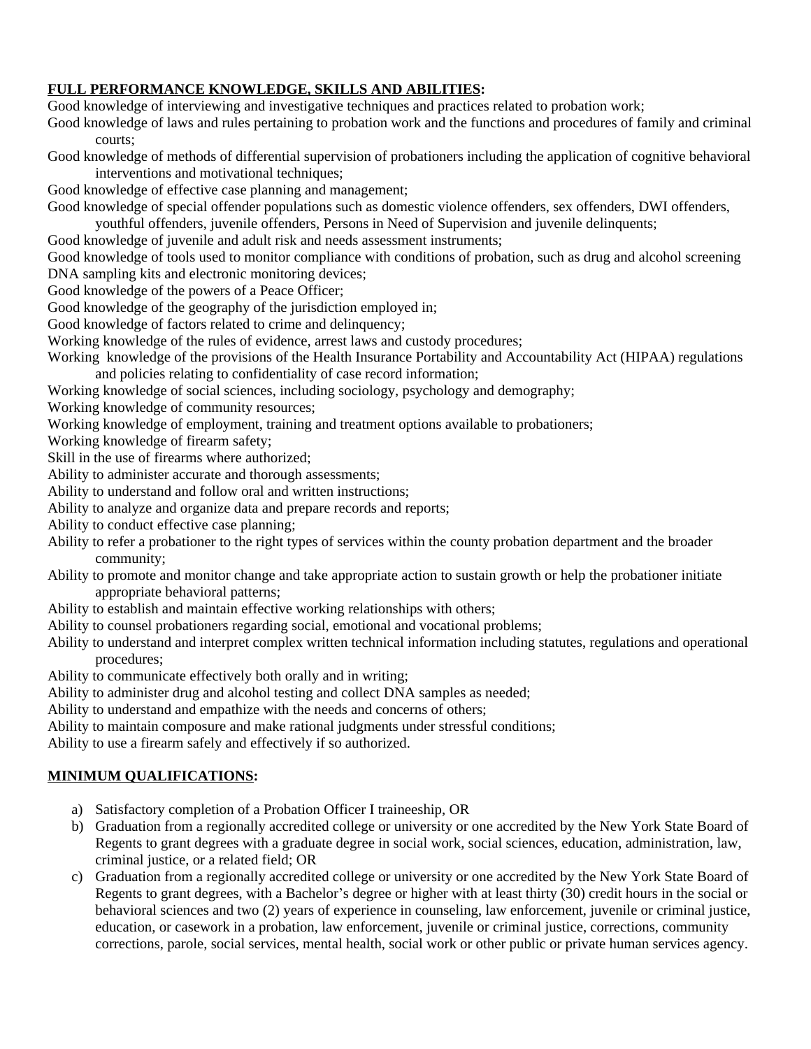**FULL PERFORMANCE KNOWLEDGE, SKILLS AND ABILITIES:**

Good knowledge of interviewing and investigative techniques and practices related to probation work;
Good knowledge of laws and rules pertaining to probation work and the functions and procedures of family and criminal courts;
Good knowledge of methods of differential supervision of probationers including the application of cognitive behavioral interventions and motivational techniques;
Good knowledge of effective case planning and management;
Good knowledge of special offender populations such as domestic violence offenders, sex offenders, DWI offenders, youthful offenders, juvenile offenders, Persons in Need of Supervision and juvenile delinquents;
Good knowledge of juvenile and adult risk and needs assessment instruments;
Good knowledge of tools used to monitor compliance with conditions of probation, such as drug and alcohol screening DNA sampling kits and electronic monitoring devices;
Good knowledge of the powers of a Peace Officer;
Good knowledge of the geography of the jurisdiction employed in;
Good knowledge of factors related to crime and delinquency;
Working knowledge of the rules of evidence, arrest laws and custody procedures;
Working knowledge of the provisions of the Health Insurance Portability and Accountability Act (HIPAA) regulations and policies relating to confidentiality of case record information;
Working knowledge of social sciences, including sociology, psychology and demography;
Working knowledge of community resources;
Working knowledge of employment, training and treatment options available to probationers;
Working knowledge of firearm safety;
Skill in the use of firearms where authorized;
Ability to administer accurate and thorough assessments;
Ability to understand and follow oral and written instructions;
Ability to analyze and organize data and prepare records and reports;
Ability to conduct effective case planning;
Ability to refer a probationer to the right types of services within the county probation department and the broader community;
Ability to promote and monitor change and take appropriate action to sustain growth or help the probationer initiate appropriate behavioral patterns;
Ability to establish and maintain effective working relationships with others;
Ability to counsel probationers regarding social, emotional and vocational problems;
Ability to understand and interpret complex written technical information including statutes, regulations and operational procedures;
Ability to communicate effectively both orally and in writing;
Ability to administer drug and alcohol testing and collect DNA samples as needed;
Ability to understand and empathize with the needs and concerns of others;
Ability to maintain composure and make rational judgments under stressful conditions;
Ability to use a firearm safely and effectively if so authorized.

**MINIMUM QUALIFICATIONS:**

a) Satisfactory completion of a Probation Officer I traineeship, OR
b) Graduation from a regionally accredited college or university or one accredited by the New York State Board of Regents to grant degrees with a graduate degree in social work, social sciences, education, administration, law, criminal justice, or a related field; OR
c) Graduation from a regionally accredited college or university or one accredited by the New York State Board of Regents to grant degrees, with a Bachelor's degree or higher with at least thirty (30) credit hours in the social or behavioral sciences and two (2) years of experience in counseling, law enforcement, juvenile or criminal justice, education, or casework in a probation, law enforcement, juvenile or criminal justice, corrections, community corrections, parole, social services, mental health, social work or other public or private human services agency.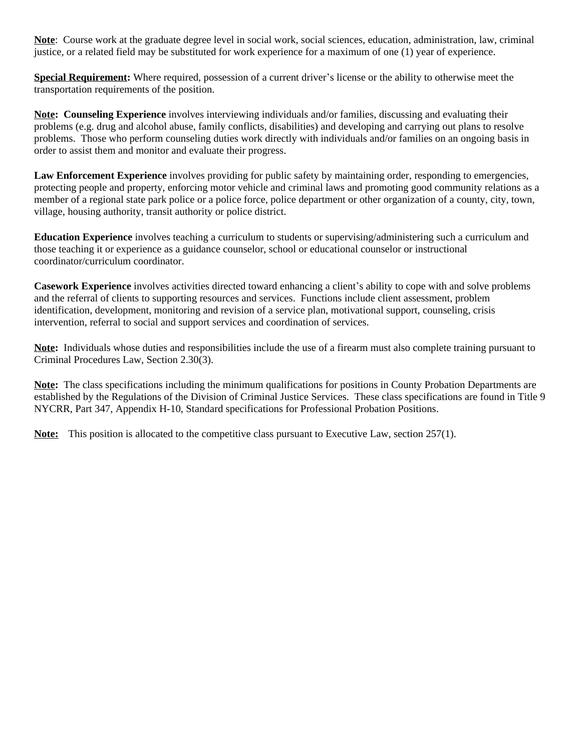**Note**: Course work at the graduate degree level in social work, social sciences, education, administration, law, criminal justice, or a related field may be substituted for work experience for a maximum of one (1) year of experience.

**Special Requirement:** Where required, possession of a current driver's license or the ability to otherwise meet the transportation requirements of the position.

**Note: Counseling Experience** involves interviewing individuals and/or families, discussing and evaluating their problems (e.g. drug and alcohol abuse, family conflicts, disabilities) and developing and carrying out plans to resolve problems. Those who perform counseling duties work directly with individuals and/or families on an ongoing basis in order to assist them and monitor and evaluate their progress.

**Law Enforcement Experience** involves providing for public safety by maintaining order, responding to emergencies, protecting people and property, enforcing motor vehicle and criminal laws and promoting good community relations as a member of a regional state park police or a police force, police department or other organization of a county, city, town, village, housing authority, transit authority or police district.

**Education Experience** involves teaching a curriculum to students or supervising/administering such a curriculum and those teaching it or experience as a guidance counselor, school or educational counselor or instructional coordinator/curriculum coordinator.

**Casework Experience** involves activities directed toward enhancing a client's ability to cope with and solve problems and the referral of clients to supporting resources and services. Functions include client assessment, problem identification, development, monitoring and revision of a service plan, motivational support, counseling, crisis intervention, referral to social and support services and coordination of services.

**Note:** Individuals whose duties and responsibilities include the use of a firearm must also complete training pursuant to Criminal Procedures Law, Section 2.30(3).

**Note:** The class specifications including the minimum qualifications for positions in County Probation Departments are established by the Regulations of the Division of Criminal Justice Services. These class specifications are found in Title 9 NYCRR, Part 347, Appendix H-10, Standard specifications for Professional Probation Positions.

**Note:** This position is allocated to the competitive class pursuant to Executive Law, section 257(1).